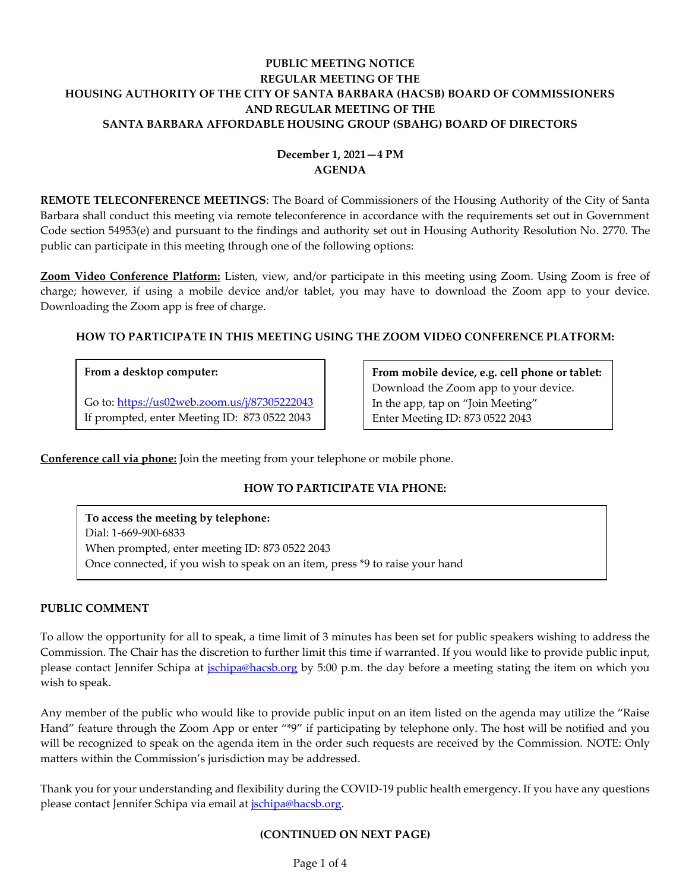# PUBLIC MEETING NOTICE
## REGULAR MEETING OF THE
## HOUSING AUTHORITY OF THE CITY OF SANTA BARBARA (HACSB) BOARD OF COMMISSIONERS
## AND REGULAR MEETING OF THE
## SANTA BARBARA AFFORDABLE HOUSING GROUP (SBAHG) BOARD OF DIRECTORS

**December 1, 2021—4 PM**
**AGENDA**

**REMOTE TELECONFERENCE MEETINGS**: The Board of Commissioners of the Housing Authority of the City of Santa Barbara shall conduct this meeting via remote teleconference in accordance with the requirements set out in Government Code section 54953(e) and pursuant to the findings and authority set out in Housing Authority Resolution No. 2770. The public can participate in this meeting through one of the following options:

**Zoom Video Conference Platform:** Listen, view, and/or participate in this meeting using Zoom. Using Zoom is free of charge; however, if using a mobile device and/or tablet, you may have to download the Zoom app to your device. Downloading the Zoom app is free of charge.

### HOW TO PARTICIPATE IN THIS MEETING USING THE ZOOM VIDEO CONFERENCE PLATFORM:

**From a desktop computer:**

Go to: https://us02web.zoom.us/j/87305222043
If prompted, enter Meeting ID: 873 0522 2043

**From mobile device, e.g. cell phone or tablet:**
Download the Zoom app to your device.
In the app, tap on "Join Meeting"
Enter Meeting ID: 873 0522 2043

**Conference call via phone:** Join the meeting from your telephone or mobile phone.

### HOW TO PARTICIPATE VIA PHONE:

**To access the meeting by telephone:**
Dial: 1-669-900-6833
When prompted, enter meeting ID: 873 0522 2043
Once connected, if you wish to speak on an item, press *9 to raise your hand

### PUBLIC COMMENT

To allow the opportunity for all to speak, a time limit of 3 minutes has been set for public speakers wishing to address the Commission. The Chair has the discretion to further limit this time if warranted. If you would like to provide public input, please contact Jennifer Schipa at jschipa@hacsb.org by 5:00 p.m. the day before a meeting stating the item on which you wish to speak.

Any member of the public who would like to provide public input on an item listed on the agenda may utilize the "Raise Hand" feature through the Zoom App or enter "*9" if participating by telephone only. The host will be notified and you will be recognized to speak on the agenda item in the order such requests are received by the Commission. NOTE: Only matters within the Commission's jurisdiction may be addressed.

Thank you for your understanding and flexibility during the COVID-19 public health emergency. If you have any questions please contact Jennifer Schipa via email at jschipa@hacsb.org.

**(CONTINUED ON NEXT PAGE)**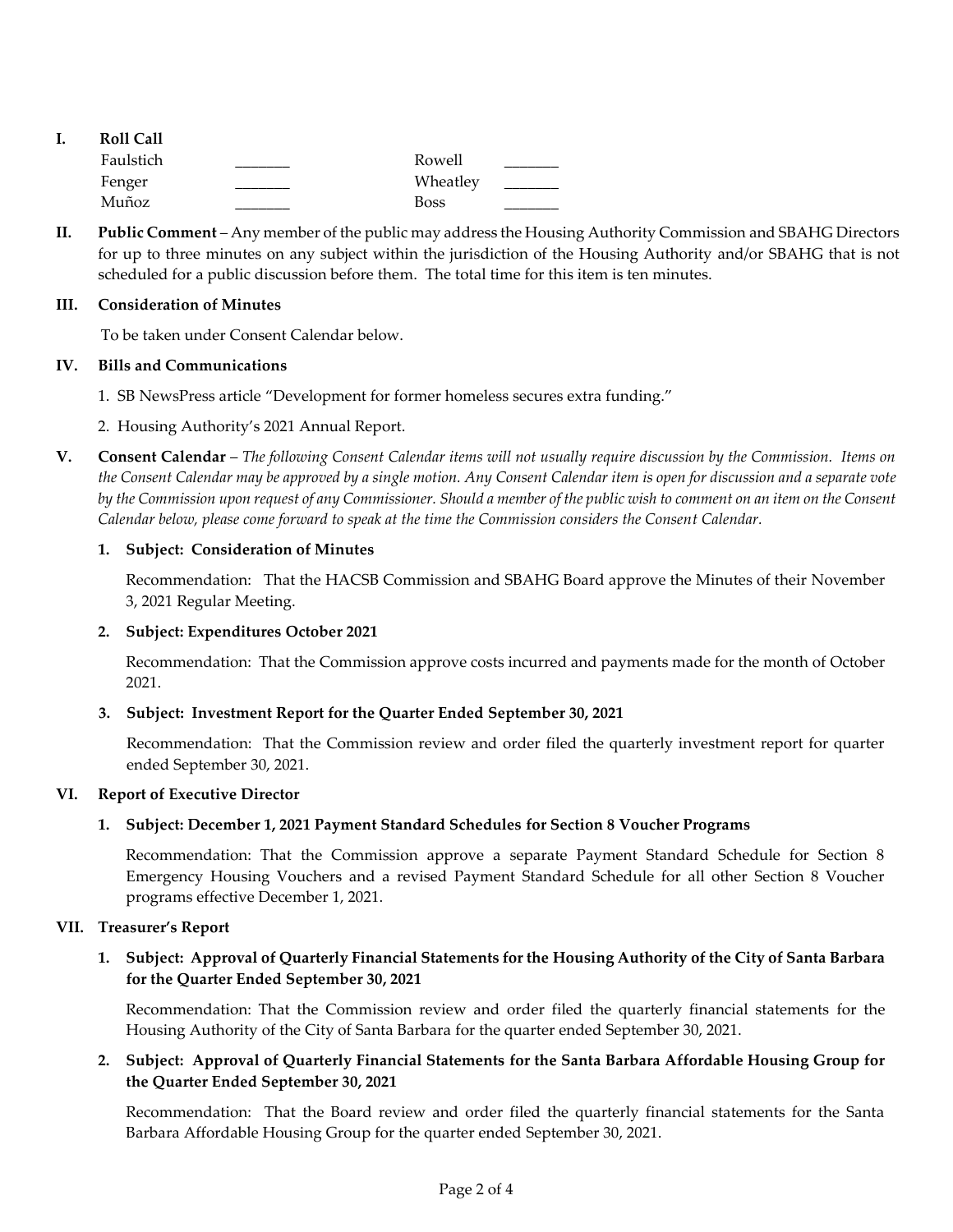## I. Roll Call

| | | | |
|---|---|---|---|
| Faulstich | _______ | Rowell | _______ |
| Fenger | _______ | Wheatley | _______ |
| Muñoz | _______ | Boss | _______ |

## II. Public Comment

**Public Comment** – Any member of the public may address the Housing Authority Commission and SBAHG Directors for up to three minutes on any subject within the jurisdiction of the Housing Authority and/or SBAHG that is not scheduled for a public discussion before them. The total time for this item is ten minutes.

## III. Consideration of Minutes

To be taken under Consent Calendar below.

## IV. Bills and Communications

1. SB NewsPress article "Development for former homeless secures extra funding."
2. Housing Authority's 2021 Annual Report.

## V. Consent Calendar

**Consent Calendar** – *The following Consent Calendar items will not usually require discussion by the Commission. Items on the Consent Calendar may be approved by a single motion. Any Consent Calendar item is open for discussion and a separate vote by the Commission upon request of any Commissioner. Should a member of the public wish to comment on an item on the Consent Calendar below, please come forward to speak at the time the Commission considers the Consent Calendar.*

**1. Subject: Consideration of Minutes**

Recommendation: That the HACSB Commission and SBAHG Board approve the Minutes of their November 3, 2021 Regular Meeting.

**2. Subject: Expenditures October 2021**

Recommendation: That the Commission approve costs incurred and payments made for the month of October 2021.

**3. Subject: Investment Report for the Quarter Ended September 30, 2021**

Recommendation: That the Commission review and order filed the quarterly investment report for quarter ended September 30, 2021.

## VI. Report of Executive Director

**1. Subject: December 1, 2021 Payment Standard Schedules for Section 8 Voucher Programs**

Recommendation: That the Commission approve a separate Payment Standard Schedule for Section 8 Emergency Housing Vouchers and a revised Payment Standard Schedule for all other Section 8 Voucher programs effective December 1, 2021.

## VII. Treasurer's Report

**1. Subject: Approval of Quarterly Financial Statements for the Housing Authority of the City of Santa Barbara for the Quarter Ended September 30, 2021**

Recommendation: That the Commission review and order filed the quarterly financial statements for the Housing Authority of the City of Santa Barbara for the quarter ended September 30, 2021.

**2. Subject: Approval of Quarterly Financial Statements for the Santa Barbara Affordable Housing Group for the Quarter Ended September 30, 2021**

Recommendation: That the Board review and order filed the quarterly financial statements for the Santa Barbara Affordable Housing Group for the quarter ended September 30, 2021.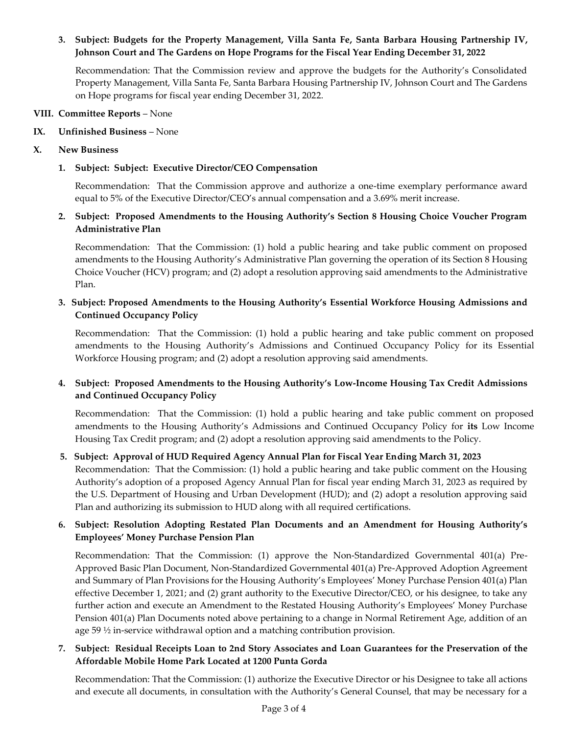3. **Subject: Budgets for the Property Management, Villa Santa Fe, Santa Barbara Housing Partnership IV, Johnson Court and The Gardens on Hope Programs for the Fiscal Year Ending December 31, 2022**

   Recommendation: That the Commission review and approve the budgets for the Authority's Consolidated Property Management, Villa Santa Fe, Santa Barbara Housing Partnership IV, Johnson Court and The Gardens on Hope programs for fiscal year ending December 31, 2022.

**VIII. Committee Reports** – None

**IX. Unfinished Business** – None

**X. New Business**

1. **Subject: Subject: Executive Director/CEO Compensation**

   Recommendation: That the Commission approve and authorize a one-time exemplary performance award equal to 5% of the Executive Director/CEO's annual compensation and a 3.69% merit increase.

2. **Subject: Proposed Amendments to the Housing Authority's Section 8 Housing Choice Voucher Program Administrative Plan**

   Recommendation: That the Commission: (1) hold a public hearing and take public comment on proposed amendments to the Housing Authority's Administrative Plan governing the operation of its Section 8 Housing Choice Voucher (HCV) program; and (2) adopt a resolution approving said amendments to the Administrative Plan.

3. **Subject: Proposed Amendments to the Housing Authority's Essential Workforce Housing Admissions and Continued Occupancy Policy**

   Recommendation: That the Commission: (1) hold a public hearing and take public comment on proposed amendments to the Housing Authority's Admissions and Continued Occupancy Policy for its Essential Workforce Housing program; and (2) adopt a resolution approving said amendments.

4. **Subject: Proposed Amendments to the Housing Authority's Low-Income Housing Tax Credit Admissions and Continued Occupancy Policy**

   Recommendation: That the Commission: (1) hold a public hearing and take public comment on proposed amendments to the Housing Authority's Admissions and Continued Occupancy Policy for **its** Low Income Housing Tax Credit program; and (2) adopt a resolution approving said amendments to the Policy.

5. **Subject: Approval of HUD Required Agency Annual Plan for Fiscal Year Ending March 31, 2023**

   Recommendation: That the Commission: (1) hold a public hearing and take public comment on the Housing Authority's adoption of a proposed Agency Annual Plan for fiscal year ending March 31, 2023 as required by the U.S. Department of Housing and Urban Development (HUD); and (2) adopt a resolution approving said Plan and authorizing its submission to HUD along with all required certifications.

6. **Subject: Resolution Adopting Restated Plan Documents and an Amendment for Housing Authority's Employees' Money Purchase Pension Plan**

   Recommendation: That the Commission: (1) approve the Non-Standardized Governmental 401(a) Pre-Approved Basic Plan Document, Non-Standardized Governmental 401(a) Pre-Approved Adoption Agreement and Summary of Plan Provisions for the Housing Authority's Employees' Money Purchase Pension 401(a) Plan effective December 1, 2021; and (2) grant authority to the Executive Director/CEO, or his designee, to take any further action and execute an Amendment to the Restated Housing Authority's Employees' Money Purchase Pension 401(a) Plan Documents noted above pertaining to a change in Normal Retirement Age, addition of an age 59 ½ in-service withdrawal option and a matching contribution provision.

7. **Subject: Residual Receipts Loan to 2nd Story Associates and Loan Guarantees for the Preservation of the Affordable Mobile Home Park Located at 1200 Punta Gorda**

   Recommendation: That the Commission: (1) authorize the Executive Director or his Designee to take all actions and execute all documents, in consultation with the Authority's General Counsel, that may be necessary for a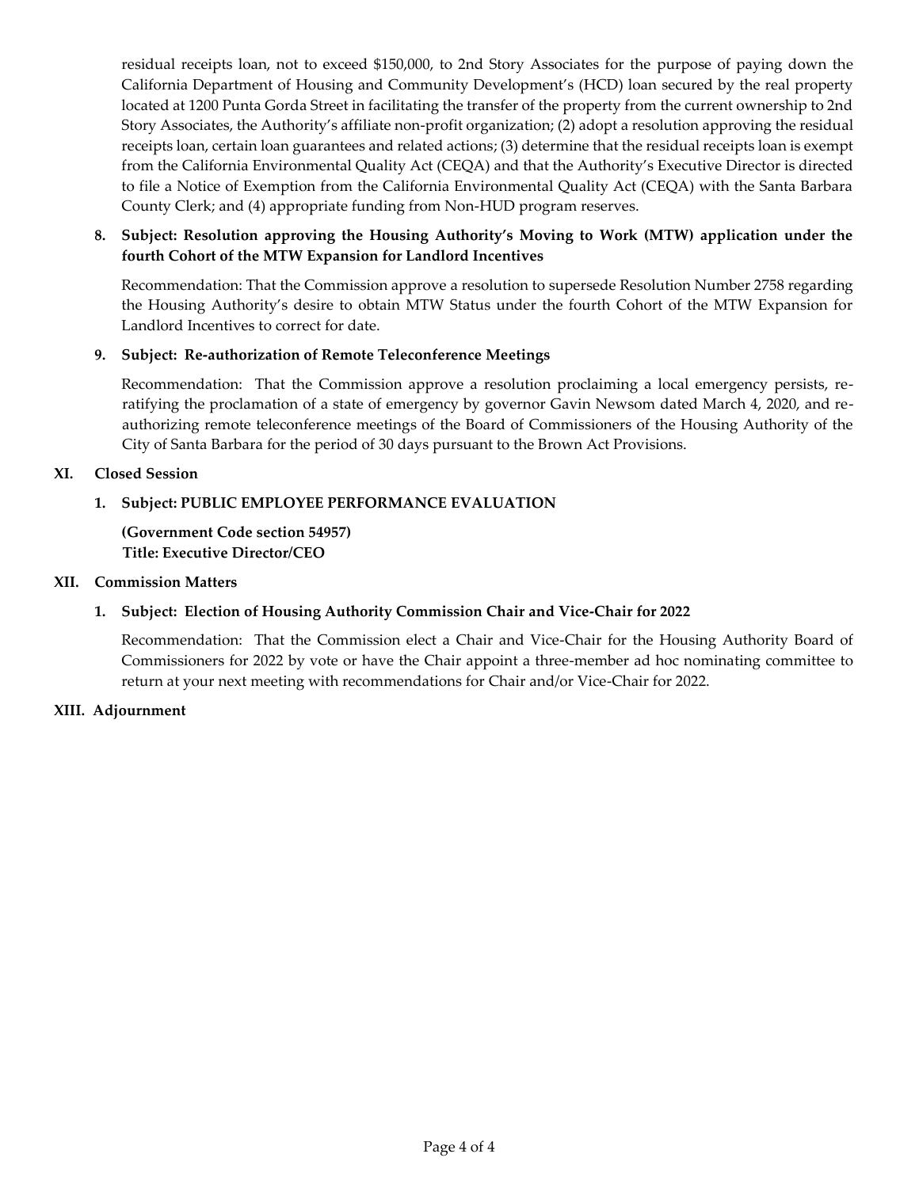residual receipts loan, not to exceed $150,000, to 2nd Story Associates for the purpose of paying down the California Department of Housing and Community Development's (HCD) loan secured by the real property located at 1200 Punta Gorda Street in facilitating the transfer of the property from the current ownership to 2nd Story Associates, the Authority's affiliate non-profit organization; (2) adopt a resolution approving the residual receipts loan, certain loan guarantees and related actions; (3) determine that the residual receipts loan is exempt from the California Environmental Quality Act (CEQA) and that the Authority's Executive Director is directed to file a Notice of Exemption from the California Environmental Quality Act (CEQA) with the Santa Barbara County Clerk; and (4) appropriate funding from Non-HUD program reserves.

**8. Subject: Resolution approving the Housing Authority's Moving to Work (MTW) application under the fourth Cohort of the MTW Expansion for Landlord Incentives**

Recommendation: That the Commission approve a resolution to supersede Resolution Number 2758 regarding the Housing Authority's desire to obtain MTW Status under the fourth Cohort of the MTW Expansion for Landlord Incentives to correct for date.

**9. Subject: Re-authorization of Remote Teleconference Meetings**

Recommendation: That the Commission approve a resolution proclaiming a local emergency persists, re-ratifying the proclamation of a state of emergency by governor Gavin Newsom dated March 4, 2020, and re-authorizing remote teleconference meetings of the Board of Commissioners of the Housing Authority of the City of Santa Barbara for the period of 30 days pursuant to the Brown Act Provisions.

**XI. Closed Session**

**1. Subject: PUBLIC EMPLOYEE PERFORMANCE EVALUATION**

**(Government Code section 54957)**
**Title: Executive Director/CEO**

**XII. Commission Matters**

**1. Subject: Election of Housing Authority Commission Chair and Vice-Chair for 2022**

Recommendation: That the Commission elect a Chair and Vice-Chair for the Housing Authority Board of Commissioners for 2022 by vote or have the Chair appoint a three-member ad hoc nominating committee to return at your next meeting with recommendations for Chair and/or Vice-Chair for 2022.

**XIII. Adjournment**